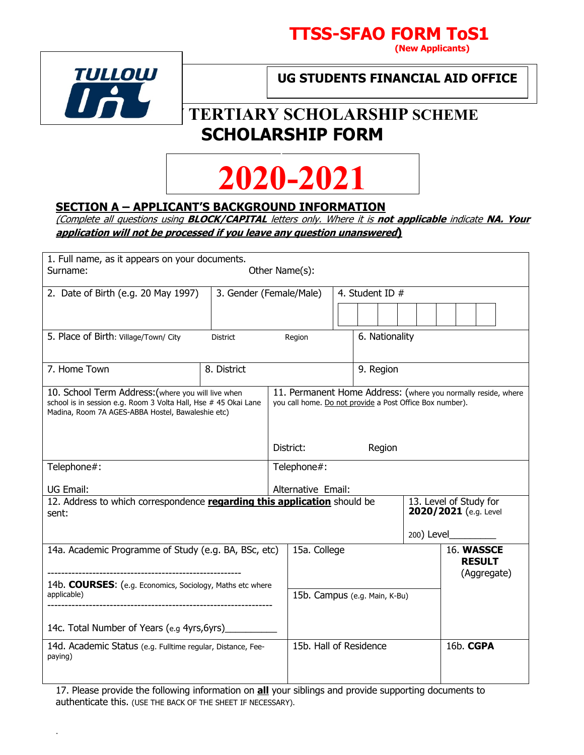# TTSS-SFAO FORM ToS1

**(New Applicants)**

TULLOW OIL

**UG STUDENTS FINANCIAL AID OFFICE**

# TERTIARY SCHOLARSHIP SCHEME

# SCHOLARSHIP FORM

# 2020-2021

## SECTION A – APPLICANT'S BACKGROUND INFORMATION

*(Complete all questions using **BLOCK/CAPITAL** letters only. Where it is **not applicable** indicate **NA. Your application will not be processed if you leave any question unanswered**)*

| | | | |
|---|---|---|---|
| 1. Full name, as it appears on your documents.<br>Surname: Other Name(s): | | | |
| 2. Date of Birth (e.g. 20 May 1997) | 3. Gender (Female/Male) | 4. Student ID # | |
| 5. Place of Birth: Village/Town/ City District Region | | 6. Nationality | |
| 7. Home Town | 8. District | 9. Region | |
| 10. School Term Address:(where you will live when school is in session e.g. Room 3 Volta Hall, Hse # 45 Okai Lane Madina, Room 7A AGES-ABBA Hostel, Bawaleshie etc) | 11. Permanent Home Address: (where you normally reside, where you call home. Do not provide a Post Office Box number).<br><br>District: Region | | |
| Telephone#:<br><br>UG Email: | Telephone#:<br><br>Alternative Email: | | |
| 12. Address to which correspondence **regarding this application** should be sent: | | 13. Level of Study for **2020/2021** (e.g. Level 200) Level_________ | |
| 14a. Academic Programme of Study (e.g. BA, BSc, etc)<br>--------------------------------------------------------<br>14b. **COURSES**: (e.g. Economics, Sociology, Maths etc where applicable)<br>----------------------------------------------------------------<br>14c. Total Number of Years (e.g 4yrs,6yrs)__________ | 15a. College<br><br>15b. Campus (e.g. Main, K-Bu) | 16. **WASSCE RESULT** (Aggregate) | |
| 14d. Academic Status (e.g. Fulltime regular, Distance, Fee-paying) | 15b. Hall of Residence | 16b. **CGPA** | |

17. Please provide the following information on **all** your siblings and provide supporting documents to authenticate this. (USE THE BACK OF THE SHEET IF NECESSARY).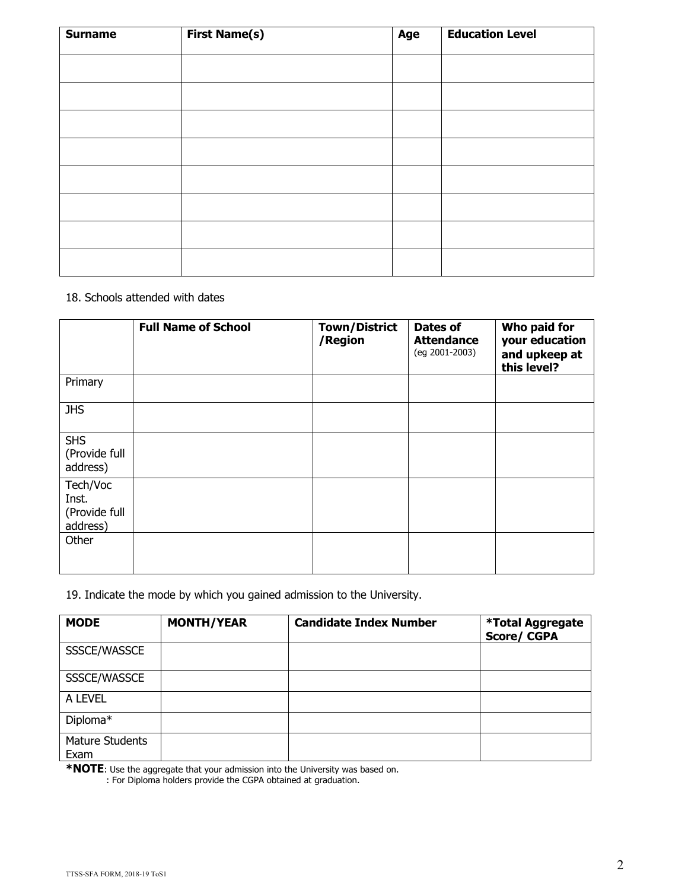| Surname | First Name(s) | Age | Education Level |
|---|---|---|---|
| | | | |
| | | | |
| | | | |
| | | | |
| | | | |
| | | | |
| | | | |
| | | | |

18. Schools attended with dates

| | Full Name of School | Town/District /Region | Dates of Attendance (eg 2001-2003) | Who paid for your education and upkeep at this level? |
|---|---|---|---|---|
| Primary | | | | |
| JHS | | | | |
| SHS (Provide full address) | | | | |
| Tech/Voc Inst. (Provide full address) | | | | |
| Other | | | | |

19. Indicate the mode by which you gained admission to the University.

| MODE | MONTH/YEAR | Candidate Index Number | *Total Aggregate Score/ CGPA |
|---|---|---|---|
| SSSCE/WASSCE | | | |
| SSSCE/WASSCE | | | |
| A LEVEL | | | |
| Diploma* | | | |
| Mature Students Exam | | | |

**\*NOTE**: Use the aggregate that your admission into the University was based on.
: For Diploma holders provide the CGPA obtained at graduation.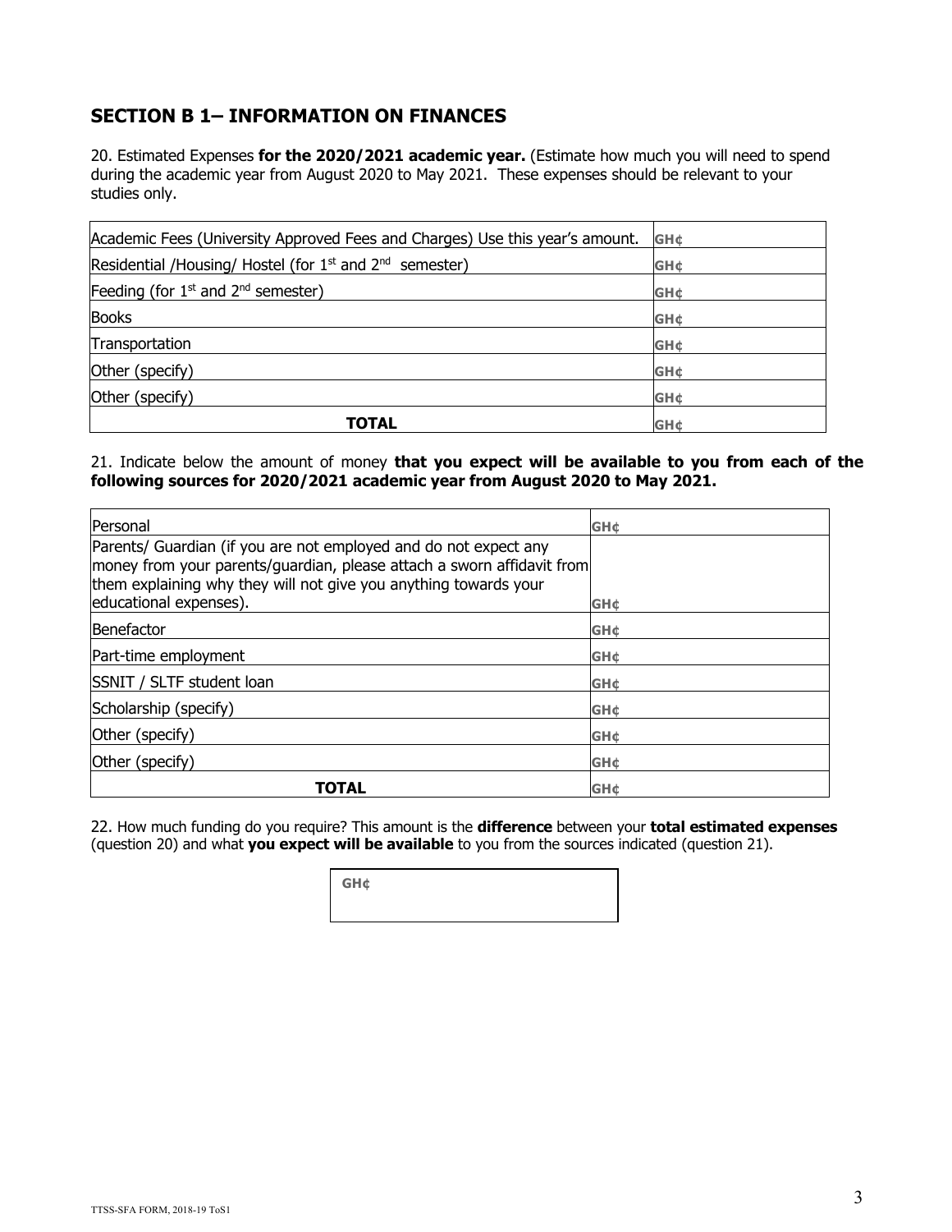## SECTION B 1– INFORMATION ON FINANCES

20. Estimated Expenses **for the 2020/2021 academic year.** (Estimate how much you will need to spend during the academic year from August 2020 to May 2021. These expenses should be relevant to your studies only.

| | |
|---|---|
| Academic Fees (University Approved Fees and Charges) Use this year's amount. | GH¢ |
| Residential /Housing/ Hostel (for 1st and 2nd semester) | GH¢ |
| Feeding (for 1st and 2nd semester) | GH¢ |
| Books | GH¢ |
| Transportation | GH¢ |
| Other (specify) | GH¢ |
| Other (specify) | GH¢ |
| **TOTAL** | GH¢ |

21. Indicate below the amount of money **that you expect will be available to you from each of the following sources for 2020/2021 academic year from August 2020 to May 2021.**

| | |
|---|---|
| Personal | GH¢ |
| Parents/ Guardian (if you are not employed and do not expect any money from your parents/guardian, please attach a sworn affidavit from them explaining why they will not give you anything towards your educational expenses). | GH¢ |
| Benefactor | GH¢ |
| Part-time employment | GH¢ |
| SSNIT / SLTF student loan | GH¢ |
| Scholarship (specify) | GH¢ |
| Other (specify) | GH¢ |
| Other (specify) | GH¢ |
| **TOTAL** | GH¢ |

22. How much funding do you require? This amount is the **difference** between your **total estimated expenses** (question 20) and what **you expect will be available** to you from the sources indicated (question 21).

| |
|---|
| GH¢ |

TTSS-SFA FORM, 2018-19 ToS1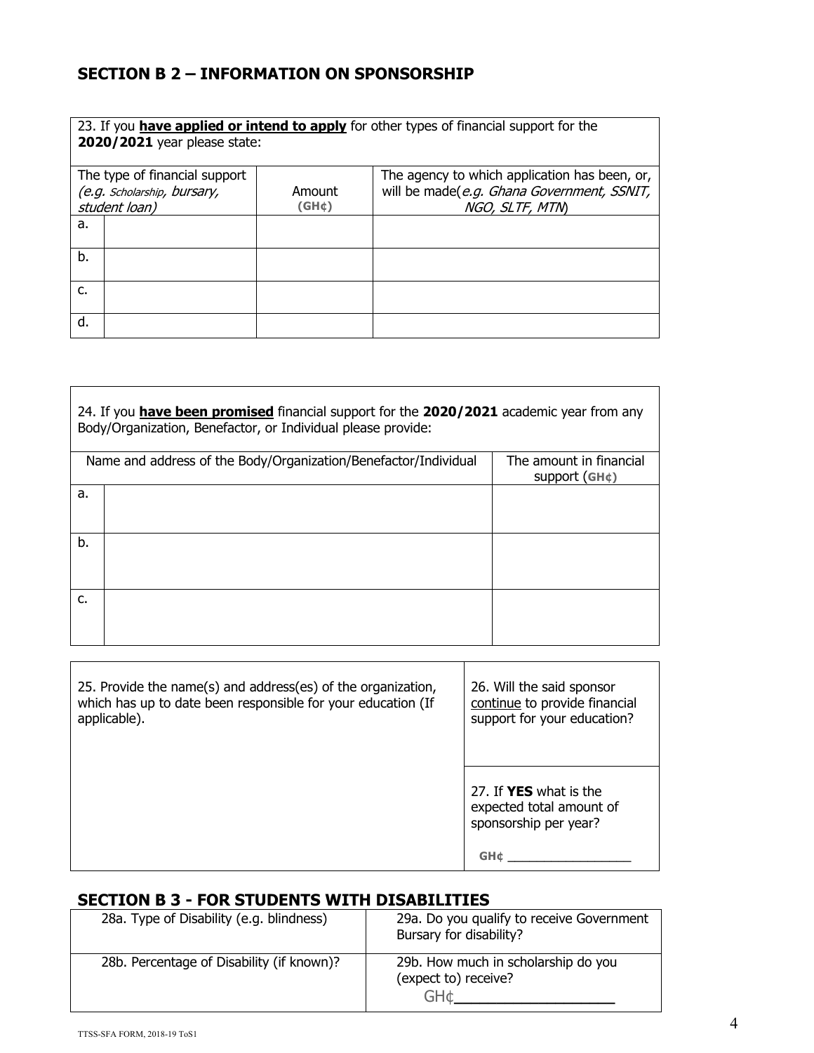## SECTION B 2 – INFORMATION ON SPONSORSHIP

23. If you **have applied or intend to apply** for other types of financial support for the **2020/2021** year please state:

| The type of financial support (*e.g. Scholarship, bursary, student loan)* | | Amount (GH¢) | The agency to which application has been, or, will be made(*e.g. Ghana Government, SSNIT, NGO, SLTF, MTN*) |
|---|---|---|---|
| a. | | | |
| b. | | | |
| c. | | | |
| d. | | | |

24. If you **have been promised** financial support for the **2020/2021** academic year from any Body/Organization, Benefactor, or Individual please provide:

| Name and address of the Body/Organization/Benefactor/Individual | | The amount in financial support (GH¢) |
|---|---|---|
| a. | | |
| b. | | |
| c. | | |

| 25. Provide the name(s) and address(es) of the organization, which has up to date been responsible for your education (If applicable). | 26. Will the said sponsor continue to provide financial support for your education? |
|---|---|
| | 27. If **YES** what is the expected total amount of sponsorship per year? GH¢ ________________ |

## SECTION B 3 - FOR STUDENTS WITH DISABILITIES

| 28a. Type of Disability (e.g. blindness) | 29a. Do you qualify to receive Government Bursary for disability? |
|---|---|
| 28b. Percentage of Disability (if known)? | 29b. How much in scholarship do you (expect to) receive? GH¢__________________ |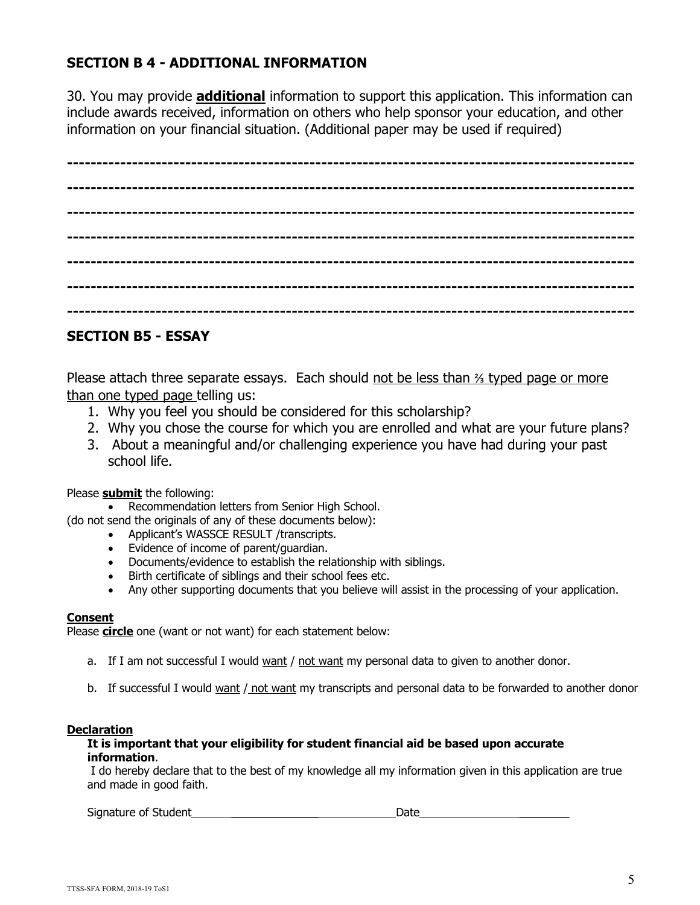## SECTION B 4 - ADDITIONAL INFORMATION

30. You may provide **additional** information to support this application. This information can include awards received, information on others who help sponsor your education, and other information on your financial situation. (Additional paper may be used if required)

-----------------------------------------------------------------------------------------------

-----------------------------------------------------------------------------------------------

-----------------------------------------------------------------------------------------------

-----------------------------------------------------------------------------------------------

-----------------------------------------------------------------------------------------------

-----------------------------------------------------------------------------------------------

-----------------------------------------------------------------------------------------------

## SECTION B5 - ESSAY

Please attach three separate essays. Each should not be less than ⅔ typed page or more than one typed page telling us:

1. Why you feel you should be considered for this scholarship?
2. Why you chose the course for which you are enrolled and what are your future plans?
3. About a meaningful and/or challenging experience you have had during your past school life.

Please **submit** the following:

- Recommendation letters from Senior High School.

(do not send the originals of any of these documents below):

- Applicant's WASSCE RESULT /transcripts.
- Evidence of income of parent/guardian.
- Documents/evidence to establish the relationship with siblings.
- Birth certificate of siblings and their school fees etc.
- Any other supporting documents that you believe will assist in the processing of your application.

**Consent**

Please **circle** one (want or not want) for each statement below:

a. If I am not successful I would want / not want my personal data to given to another donor.

b. If successful I would want / not want my transcripts and personal data to be forwarded to another donor

**Declaration**

**It is important that your eligibility for student financial aid be based upon accurate information**.

I do hereby declare that to the best of my knowledge all my information given in this application are true and made in good faith.

Signature of Student_____________________________________ Date_________________________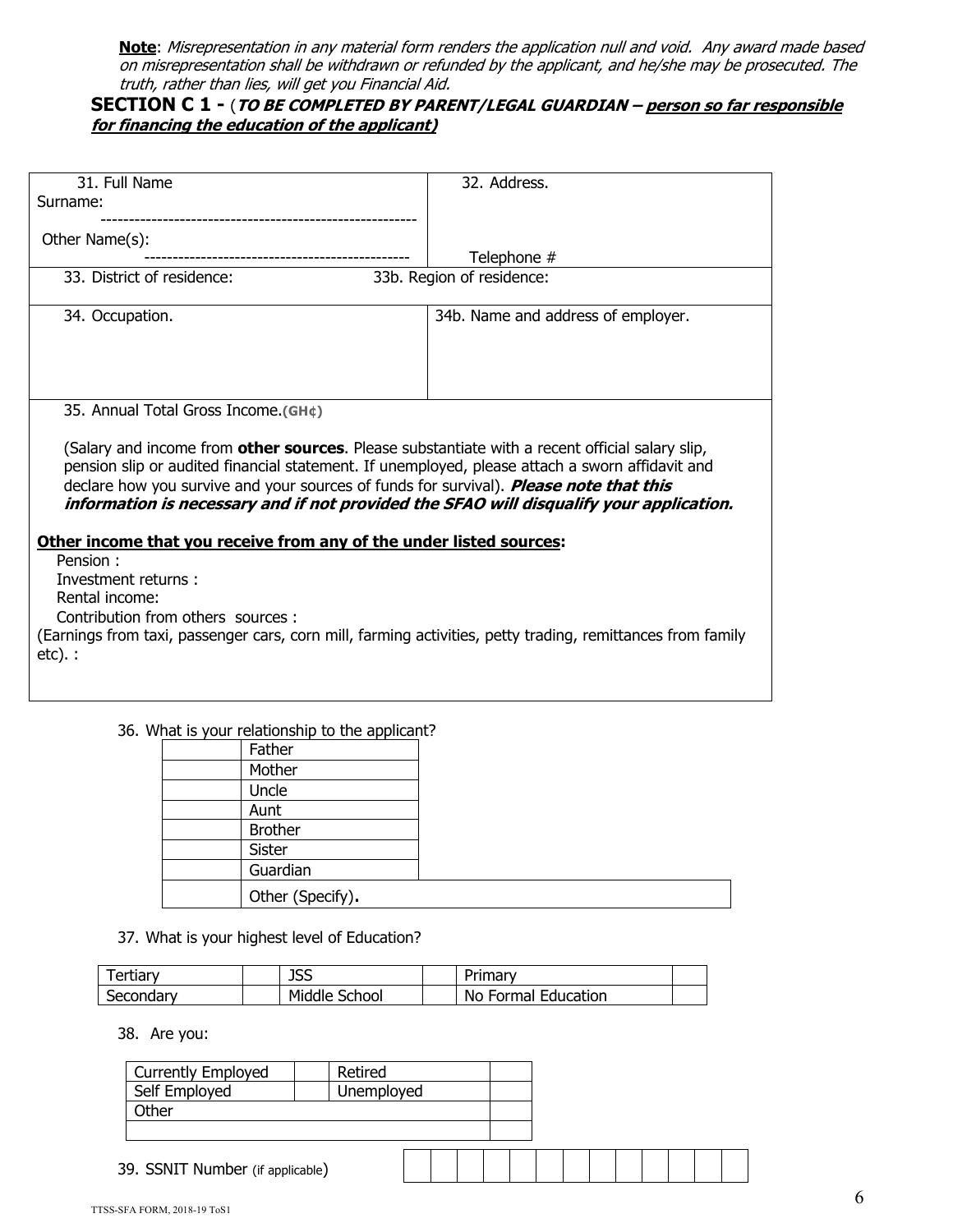**Note**: *Misrepresentation in any material form renders the application null and void. Any award made based on misrepresentation shall be withdrawn or refunded by the applicant, and he/she may be prosecuted. The truth, rather than lies, will get you Financial Aid.*

## SECTION C 1 - (*TO BE COMPLETED BY PARENT/LEGAL GUARDIAN – person so far responsible for financing the education of the applicant)*

| 31. Full Name<br>Surname: -------------------------------------------------------<br>Other Name(s): ----------------------------------------------- | 32. Address.<br><br>Telephone # |
|---|---|
| 33. District of residence: | 33b. Region of residence: |
| 34. Occupation. | 34b. Name and address of employer. |

35. Annual Total Gross Income.**(GH¢)**

(Salary and income from **other sources**. Please substantiate with a recent official salary slip, pension slip or audited financial statement. If unemployed, please attach a sworn affidavit and declare how you survive and your sources of funds for survival). ***Please note that this information is necessary and if not provided the SFAO will disqualify your application.***

**Other income that you receive from any of the under listed sources:**

Pension :

Investment returns :

Rental income:

Contribution from others sources :

(Earnings from taxi, passenger cars, corn mill, farming activities, petty trading, remittances from family etc). :

36. What is your relationship to the applicant?

| | |
|---|---|
| | Father |
| | Mother |
| | Uncle |
| | Aunt |
| | Brother |
| | Sister |
| | Guardian |
| | Other (Specify). |

37. What is your highest level of Education?

| | | | | | |
|---|---|---|---|---|---|
| Tertiary | | JSS | | Primary | |
| Secondary | | Middle School | | No Formal Education | |

38. Are you:

| | | | |
|---|---|---|---|
| Currently Employed | | Retired | |
| Self Employed | | Unemployed | |
| Other | | | |
| | | | |

39. SSNIT Number (if applicable)

| | | | | | | | | | | | | |
|---|---|---|---|---|---|---|---|---|---|---|---|---|
| | | | | | | | | | | | | |

TTSS-SFA FORM, 2018-19 ToS1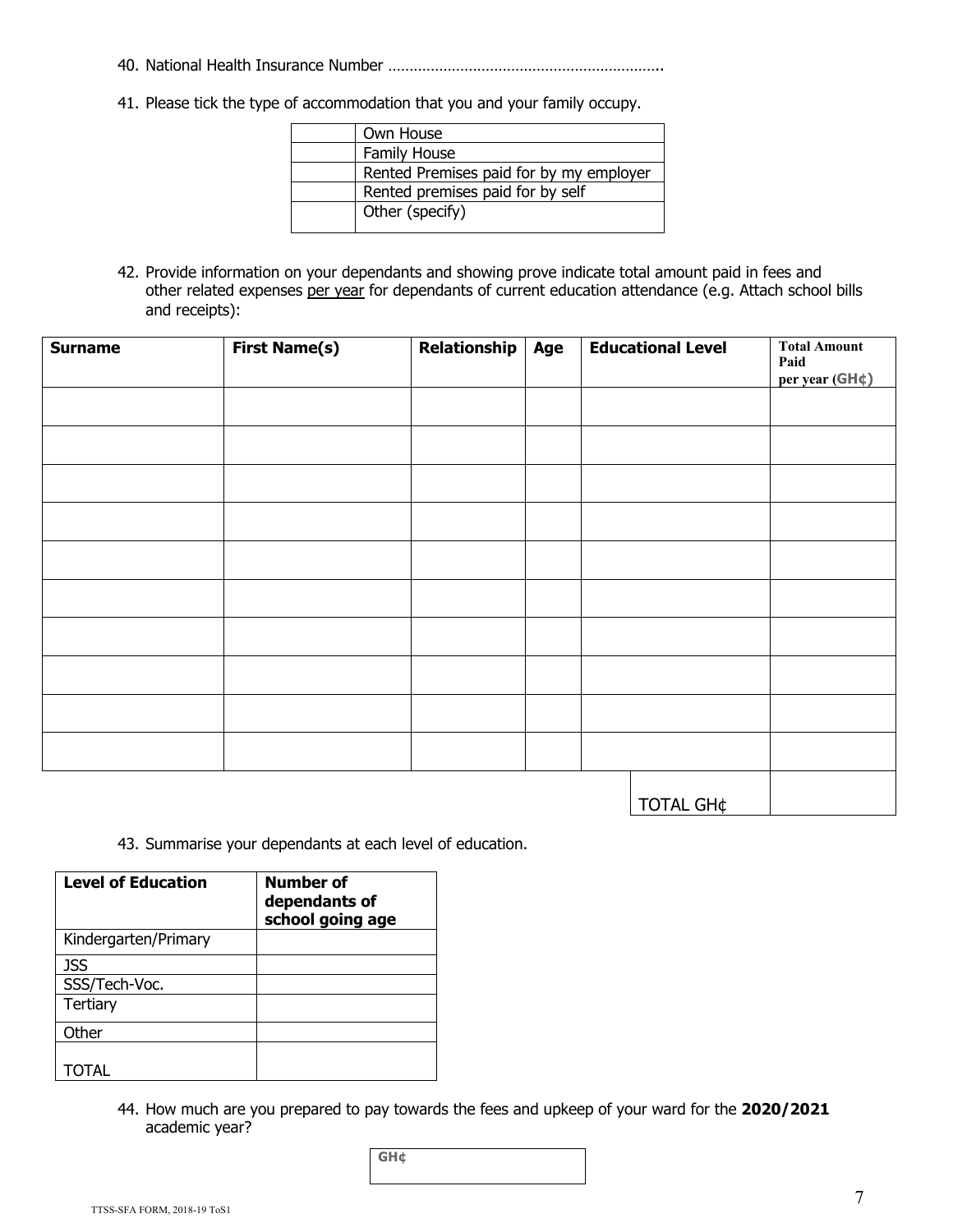40. National Health Insurance Number ………………………………………………………..

41. Please tick the type of accommodation that you and your family occupy.

| | |
|---|---|
| | Own House |
| | Family House |
| | Rented Premises paid for by my employer |
| | Rented premises paid for by self |
| | Other (specify) |

42. Provide information on your dependants and showing prove indicate total amount paid in fees and other related expenses per year for dependants of current education attendance (e.g. Attach school bills and receipts):

| Surname | First Name(s) | Relationship | Age | Educational Level | Total Amount Paid per year (GH¢) |
|---|---|---|---|---|---|
| | | | | | |
| | | | | | |
| | | | | | |
| | | | | | |
| | | | | | |
| | | | | | |
| | | | | | |
| | | | | | |
| | | | | | |
| | | | | | |
| | | | | TOTAL GH¢ | |

43. Summarise your dependants at each level of education.

| Level of Education | Number of dependants of school going age |
|---|---|
| Kindergarten/Primary | |
| JSS | |
| SSS/Tech-Voc. | |
| Tertiary | |
| Other | |
| TOTAL | |

44. How much are you prepared to pay towards the fees and upkeep of your ward for the **2020/2021** academic year?

| GH¢ |
|---|

TTSS-SFA FORM, 2018-19 ToS1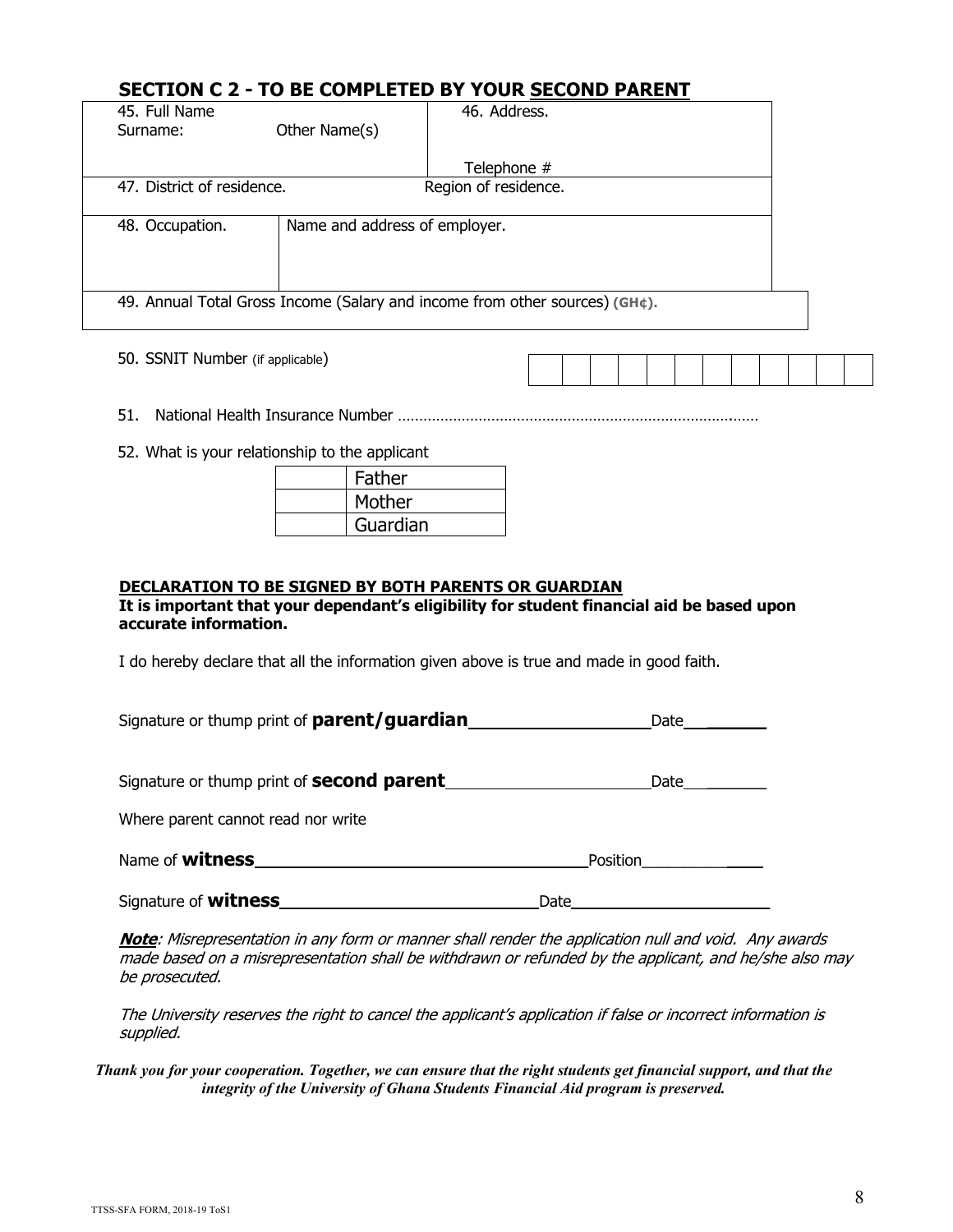## SECTION C 2 - TO BE COMPLETED BY YOUR SECOND PARENT

| | | |
|---|---|---|
| 45. Full Name<br>Surname: Other Name(s) | | 46. Address.<br><br>Telephone # |
| 47. District of residence. | | Region of residence. |
| 48. Occupation. | Name and address of employer. | |
| 49. Annual Total Gross Income (Salary and income from other sources) **(GH¢).** | | |

50. SSNIT Number (if applicable)

| | | | | | | | | | | | |
|---|---|---|---|---|---|---|---|---|---|---|---|
| | | | | | | | | | | | |

51. National Health Insurance Number …………………………………………………………………………

52. What is your relationship to the applicant

| | |
|---|---|
| | Father |
| | Mother |
| | Guardian |

**DECLARATION TO BE SIGNED BY BOTH PARENTS OR GUARDIAN**

**It is important that your dependant's eligibility for student financial aid be based upon accurate information.**

I do hereby declare that all the information given above is true and made in good faith.

Signature or thump print of **parent/guardian**__________________ Date__________

Signature or thump print of **second parent**____________________ Date__________

Where parent cannot read nor write

Name of **witness**__________________________________ Position______________

Signature of **witness**__________________________ Date____________________

***Note***: *Misrepresentation in any form or manner shall render the application null and void. Any awards made based on a misrepresentation shall be withdrawn or refunded by the applicant, and he/she also may be prosecuted.*

*The University reserves the right to cancel the applicant's application if false or incorrect information is supplied.*

***Thank you for your cooperation. Together, we can ensure that the right students get financial support, and that the integrity of the University of Ghana Students Financial Aid program is preserved.***

TTSS-SFA FORM, 2018-19 ToS1